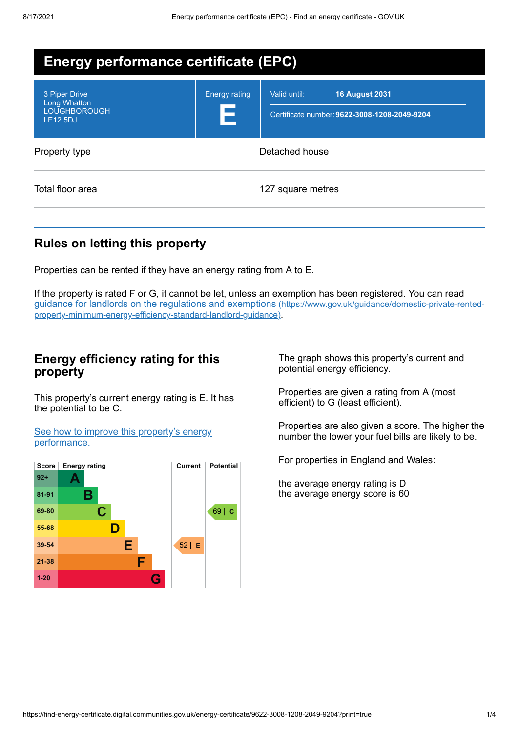# Energy performance certificate (EPC)

| | | |
|---|---|---|
| 3 Piper Drive<br>Long Whatton<br>LOUGHBOROUGH<br>LE12 5DJ | Energy rating<br>**E** | Valid until: **16 August 2031**<br>Certificate number: **9622-3008-1208-2049-9204** |

| | |
|---|---|
| Property type | Detached house |
| Total floor area | 127 square metres |

## Rules on letting this property

Properties can be rented if they have an energy rating from A to E.

If the property is rated F or G, it cannot be let, unless an exemption has been registered. You can read [guidance for landlords on the regulations and exemptions (https://www.gov.uk/guidance/domestic-private-rented-property-minimum-energy-efficiency-standard-landlord-guidance)](https://www.gov.uk/guidance/domestic-private-rented-property-minimum-energy-efficiency-standard-landlord-guidance).

## Energy efficiency rating for this property

This property's current energy rating is E. It has the potential to be C.

[See how to improve this property's energy performance.]()

| Score | Energy rating | Current | Potential |
|---|---|---|---|
| 92+ | A | | |
| 81-91 | B | | |
| 69-80 | C | | 69 \| C |
| 55-68 | D | | |
| 39-54 | E | 52 \| E | |
| 21-38 | F | | |
| 1-20 | G | | |

The graph shows this property's current and potential energy efficiency.

Properties are given a rating from A (most efficient) to G (least efficient).

Properties are also given a score. The higher the number the lower your fuel bills are likely to be.

For properties in England and Wales:

the average energy rating is D
the average energy score is 60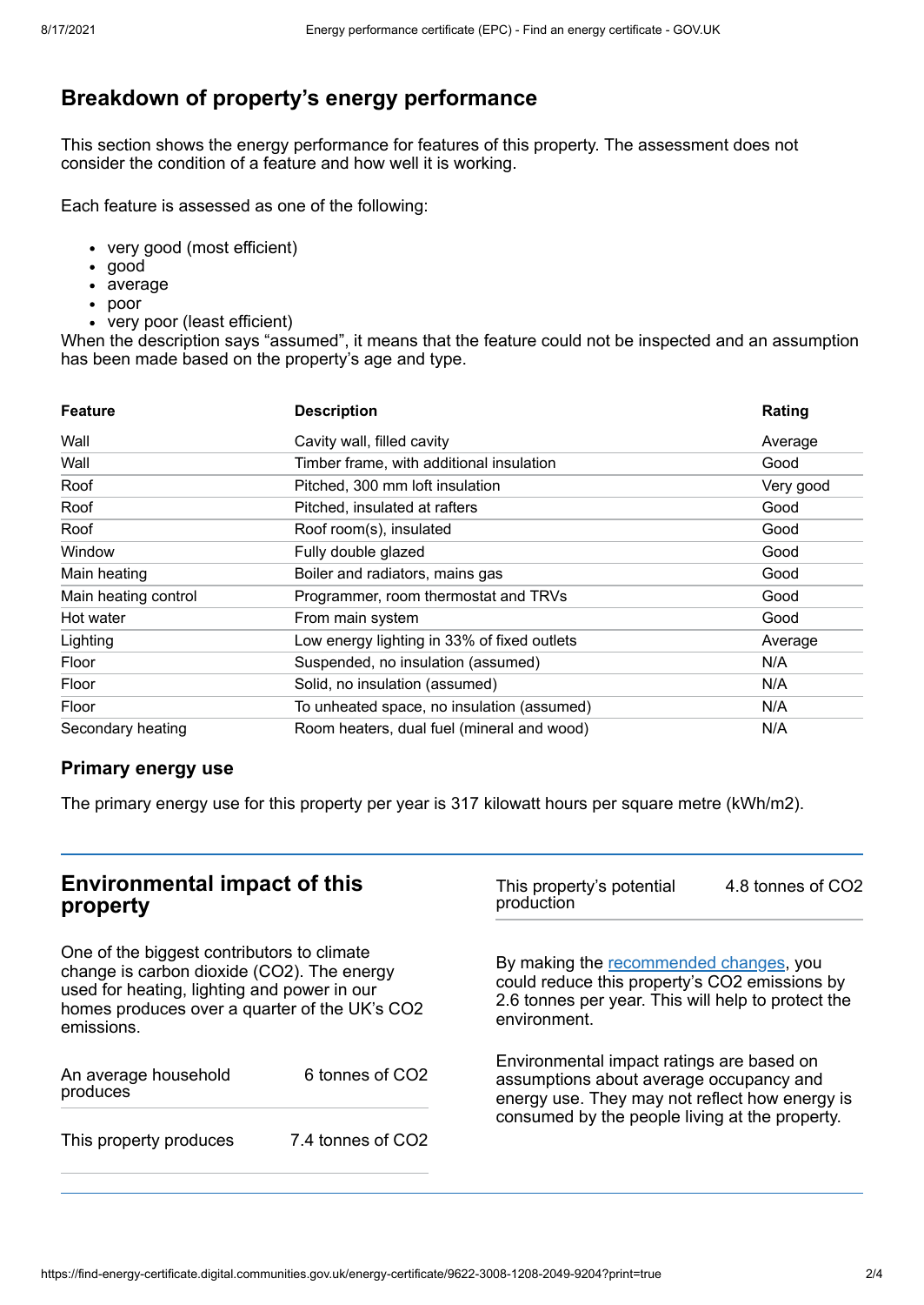## Breakdown of property's energy performance

This section shows the energy performance for features of this property. The assessment does not consider the condition of a feature and how well it is working.

Each feature is assessed as one of the following:

- very good (most efficient)
- good
- average
- poor
- very poor (least efficient)

When the description says "assumed", it means that the feature could not be inspected and an assumption has been made based on the property's age and type.

| Feature | Description | Rating |
|---|---|---|
| Wall | Cavity wall, filled cavity | Average |
| Wall | Timber frame, with additional insulation | Good |
| Roof | Pitched, 300 mm loft insulation | Very good |
| Roof | Pitched, insulated at rafters | Good |
| Roof | Roof room(s), insulated | Good |
| Window | Fully double glazed | Good |
| Main heating | Boiler and radiators, mains gas | Good |
| Main heating control | Programmer, room thermostat and TRVs | Good |
| Hot water | From main system | Good |
| Lighting | Low energy lighting in 33% of fixed outlets | Average |
| Floor | Suspended, no insulation (assumed) | N/A |
| Floor | Solid, no insulation (assumed) | N/A |
| Floor | To unheated space, no insulation (assumed) | N/A |
| Secondary heating | Room heaters, dual fuel (mineral and wood) | N/A |

### Primary energy use

The primary energy use for this property per year is 317 kilowatt hours per square metre (kWh/m2).

## Environmental impact of this property

One of the biggest contributors to climate change is carbon dioxide ($CO_2$). The energy used for heating, lighting and power in our homes produces over a quarter of the UK's $CO_2$ emissions.

| | |
|---|---|
| An average household produces | 6 tonnes of $CO_2$ |
| This property produces | 7.4 tonnes of $CO_2$ |
| This property's potential production | 4.8 tonnes of $CO_2$ |

By making the recommended changes, you could reduce this property's $CO_2$ emissions by 2.6 tonnes per year. This will help to protect the environment.

Environmental impact ratings are based on assumptions about average occupancy and energy use. They may not reflect how energy is consumed by the people living at the property.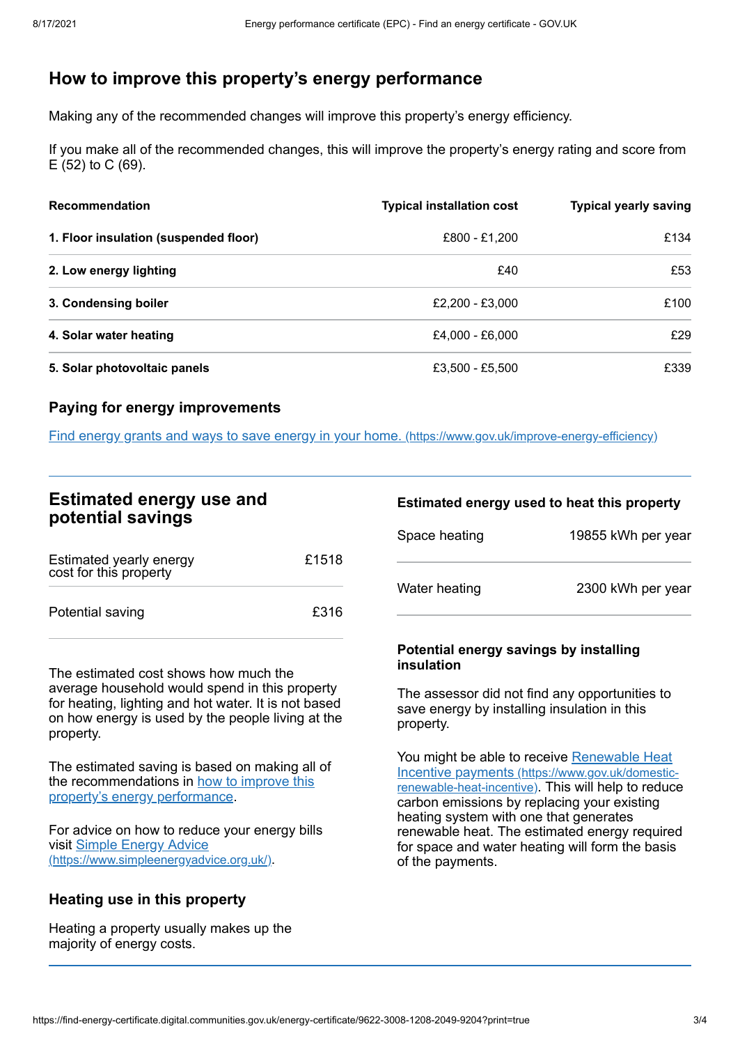## How to improve this property's energy performance

Making any of the recommended changes will improve this property's energy efficiency.

If you make all of the recommended changes, this will improve the property's energy rating and score from E (52) to C (69).

| Recommendation | Typical installation cost | Typical yearly saving |
|---|---|---|
| **1. Floor insulation (suspended floor)** | £800 - £1,200 | £134 |
| **2. Low energy lighting** | £40 | £53 |
| **3. Condensing boiler** | £2,200 - £3,000 | £100 |
| **4. Solar water heating** | £4,000 - £6,000 | £29 |
| **5. Solar photovoltaic panels** | £3,500 - £5,500 | £339 |

### Paying for energy improvements

[Find energy grants and ways to save energy in your home. (https://www.gov.uk/improve-energy-efficiency)](https://www.gov.uk/improve-energy-efficiency)

## Estimated energy use and potential savings

| | |
|---|---|
| Estimated yearly energy cost for this property | £1518 |
| Potential saving | £316 |

The estimated cost shows how much the average household would spend in this property for heating, lighting and hot water. It is not based on how energy is used by the people living at the property.

The estimated saving is based on making all of the recommendations in [how to improve this property's energy performance](#).

For advice on how to reduce your energy bills visit [Simple Energy Advice (https://www.simpleenergyadvice.org.uk/)](https://www.simpleenergyadvice.org.uk/).

### Heating use in this property

Heating a property usually makes up the majority of energy costs.

### Estimated energy used to heat this property

| | |
|---|---|
| Space heating | 19855 kWh per year |
| Water heating | 2300 kWh per year |

### Potential energy savings by installing insulation

The assessor did not find any opportunities to save energy by installing insulation in this property.

You might be able to receive [Renewable Heat Incentive payments (https://www.gov.uk/domestic-renewable-heat-incentive)](https://www.gov.uk/domestic-renewable-heat-incentive). This will help to reduce carbon emissions by replacing your existing heating system with one that generates renewable heat. The estimated energy required for space and water heating will form the basis of the payments.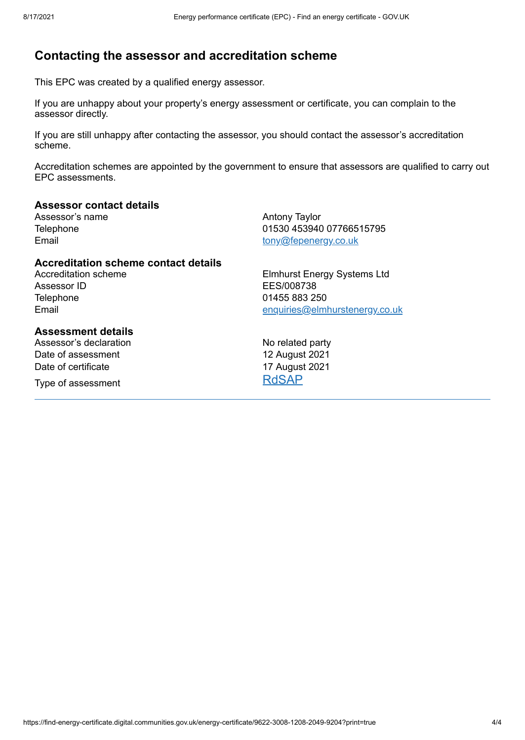## Contacting the assessor and accreditation scheme

This EPC was created by a qualified energy assessor.

If you are unhappy about your property's energy assessment or certificate, you can complain to the assessor directly.

If you are still unhappy after contacting the assessor, you should contact the assessor's accreditation scheme.

Accreditation schemes are appointed by the government to ensure that assessors are qualified to carry out EPC assessments.

### Assessor contact details

| | |
|---|---|
| Assessor's name | Antony Taylor |
| Telephone | 01530 453940 07766515795 |
| Email | tony@fepenergy.co.uk |

### Accreditation scheme contact details

| | |
|---|---|
| Accreditation scheme | Elmhurst Energy Systems Ltd |
| Assessor ID | EES/008738 |
| Telephone | 01455 883 250 |
| Email | enquiries@elmhurstenergy.co.uk |

### Assessment details

| | |
|---|---|
| Assessor's declaration | No related party |
| Date of assessment | 12 August 2021 |
| Date of certificate | 17 August 2021 |
| Type of assessment | RdSAP |